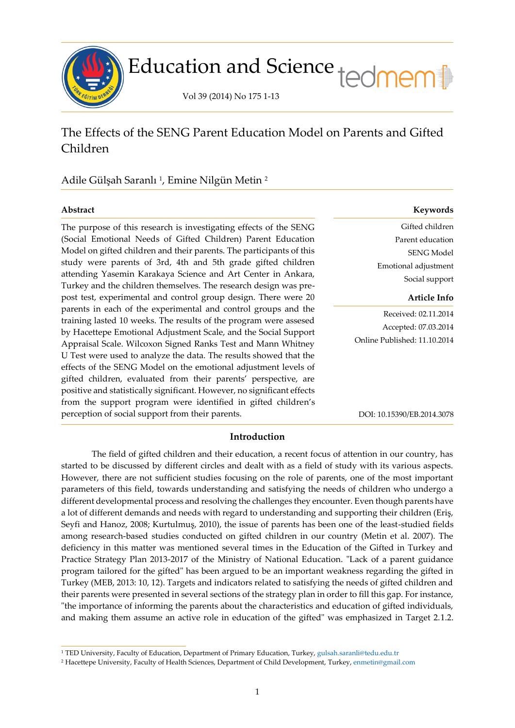# The Effects of the SENG Parent Education Model on Parents and Gifted Children

Adile Gülşah Saranlı [1], Emine Nilgün Metin [2]

## Abstract

The purpose of this research is investigating effects of the SENG (Social Emotional Needs of Gifted Children) Parent Education Model on gifted children and their parents. The participants of this study were parents of 3rd, 4th and 5th grade gifted children attending Yasemin Karakaya Science and Art Center in Ankara, Turkey and the children themselves. The research design was pre-post test, experimental and control group design. There were 20 parents in each of the experimental and control groups and the training lasted 10 weeks. The results of the program were assesed by Hacettepe Emotional Adjustment Scale, and the Social Support Appraisal Scale. Wilcoxon Signed Ranks Test and Mann Whitney U Test were used to analyze the data. The results showed that the effects of the SENG Model on the emotional adjustment levels of gifted children, evaluated from their parents' perspective, are positive and statistically significant. However, no significant effects from the support program were identified in gifted children's perception of social support from their parents.

**Keywords**

Gifted children
Parent education
SENG Model
Emotional adjustment
Social support

**Article Info**

Received: 02.11.2014
Accepted: 07.03.2014
Online Published: 11.10.2014

DOI: 10.15390/EB.2014.3078

## Introduction

The field of gifted children and their education, a recent focus of attention in our country, has started to be discussed by different circles and dealt with as a field of study with its various aspects. However, there are not sufficient studies focusing on the role of parents, one of the most important parameters of this field, towards understanding and satisfying the needs of children who undergo a different developmental process and resolving the challenges they encounter. Even though parents have a lot of different demands and needs with regard to understanding and supporting their children (Eriş, Seyfi and Hanoz, 2008; Kurtulmuş, 2010), the issue of parents has been one of the least-studied fields among research-based studies conducted on gifted children in our country (Metin et al. 2007). The deficiency in this matter was mentioned several times in the Education of the Gifted in Turkey and Practice Strategy Plan 2013-2017 of the Ministry of National Education. "Lack of a parent guidance program tailored for the gifted" has been argued to be an important weakness regarding the gifted in Turkey (MEB, 2013: 10, 12). Targets and indicators related to satisfying the needs of gifted children and their parents were presented in several sections of the strategy plan in order to fill this gap. For instance, "the importance of informing the parents about the characteristics and education of gifted individuals, and making them assume an active role in education of the gifted" was emphasized in Target 2.1.2.

[1] TED University, Faculty of Education, Department of Primary Education, Turkey, gulsah.saranli@tedu.edu.tr

[2] Hacettepe University, Faculty of Health Sciences, Department of Child Development, Turkey, enmetin@gmail.com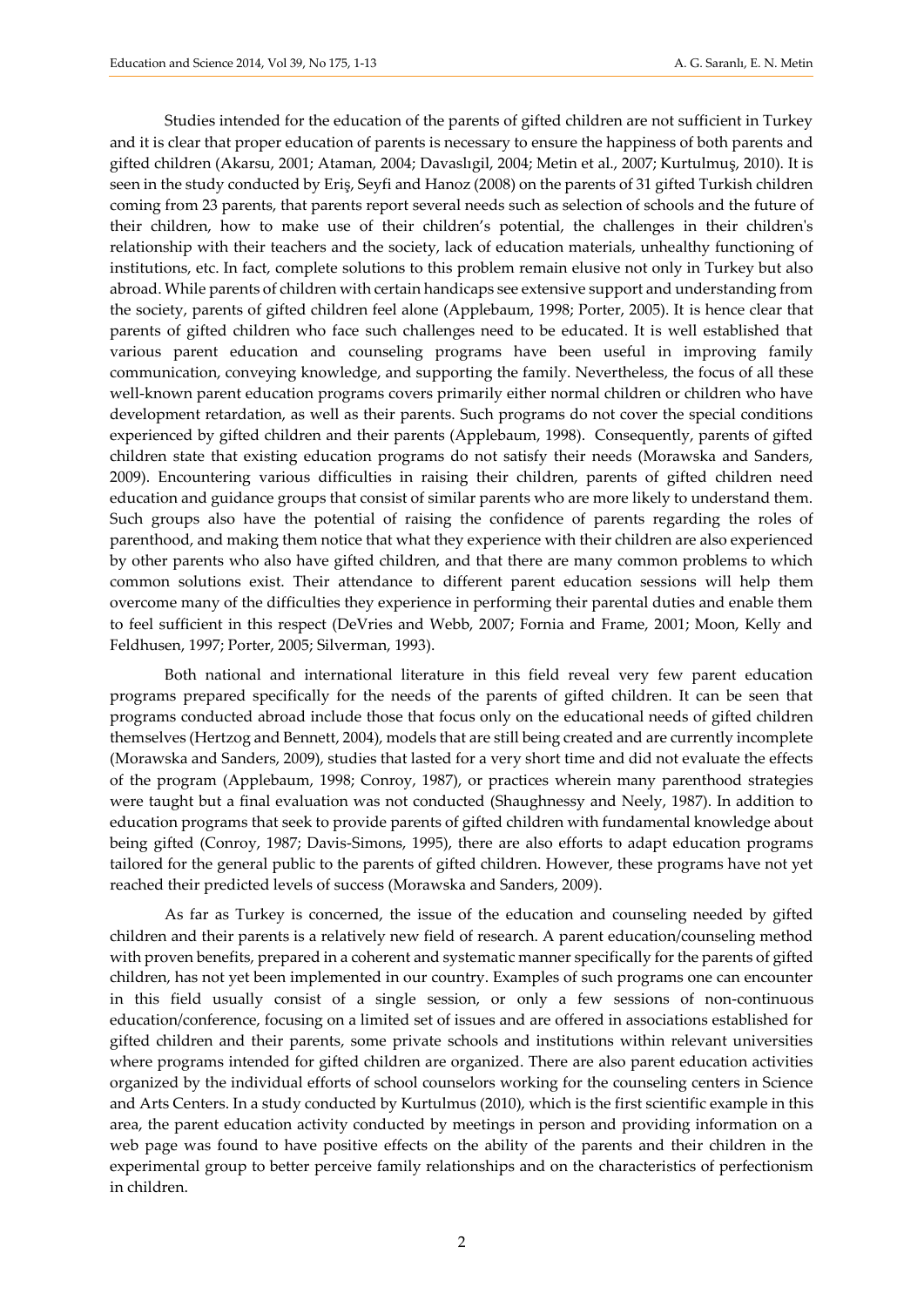Studies intended for the education of the parents of gifted children are not sufficient in Turkey and it is clear that proper education of parents is necessary to ensure the happiness of both parents and gifted children (Akarsu, 2001; Ataman, 2004; Davaslıgil, 2004; Metin et al., 2007; Kurtulmuş, 2010). It is seen in the study conducted by Eriş, Seyfi and Hanoz (2008) on the parents of 31 gifted Turkish children coming from 23 parents, that parents report several needs such as selection of schools and the future of their children, how to make use of their children's potential, the challenges in their children's relationship with their teachers and the society, lack of education materials, unhealthy functioning of institutions, etc. In fact, complete solutions to this problem remain elusive not only in Turkey but also abroad. While parents of children with certain handicaps see extensive support and understanding from the society, parents of gifted children feel alone (Applebaum, 1998; Porter, 2005). It is hence clear that parents of gifted children who face such challenges need to be educated. It is well established that various parent education and counseling programs have been useful in improving family communication, conveying knowledge, and supporting the family. Nevertheless, the focus of all these well-known parent education programs covers primarily either normal children or children who have development retardation, as well as their parents. Such programs do not cover the special conditions experienced by gifted children and their parents (Applebaum, 1998). Consequently, parents of gifted children state that existing education programs do not satisfy their needs (Morawska and Sanders, 2009). Encountering various difficulties in raising their children, parents of gifted children need education and guidance groups that consist of similar parents who are more likely to understand them. Such groups also have the potential of raising the confidence of parents regarding the roles of parenthood, and making them notice that what they experience with their children are also experienced by other parents who also have gifted children, and that there are many common problems to which common solutions exist. Their attendance to different parent education sessions will help them overcome many of the difficulties they experience in performing their parental duties and enable them to feel sufficient in this respect (DeVries and Webb, 2007; Fornia and Frame, 2001; Moon, Kelly and Feldhusen, 1997; Porter, 2005; Silverman, 1993).

Both national and international literature in this field reveal very few parent education programs prepared specifically for the needs of the parents of gifted children. It can be seen that programs conducted abroad include those that focus only on the educational needs of gifted children themselves (Hertzog and Bennett, 2004), models that are still being created and are currently incomplete (Morawska and Sanders, 2009), studies that lasted for a very short time and did not evaluate the effects of the program (Applebaum, 1998; Conroy, 1987), or practices wherein many parenthood strategies were taught but a final evaluation was not conducted (Shaughnessy and Neely, 1987). In addition to education programs that seek to provide parents of gifted children with fundamental knowledge about being gifted (Conroy, 1987; Davis-Simons, 1995), there are also efforts to adapt education programs tailored for the general public to the parents of gifted children. However, these programs have not yet reached their predicted levels of success (Morawska and Sanders, 2009).

As far as Turkey is concerned, the issue of the education and counseling needed by gifted children and their parents is a relatively new field of research. A parent education/counseling method with proven benefits, prepared in a coherent and systematic manner specifically for the parents of gifted children, has not yet been implemented in our country. Examples of such programs one can encounter in this field usually consist of a single session, or only a few sessions of non-continuous education/conference, focusing on a limited set of issues and are offered in associations established for gifted children and their parents, some private schools and institutions within relevant universities where programs intended for gifted children are organized. There are also parent education activities organized by the individual efforts of school counselors working for the counseling centers in Science and Arts Centers. In a study conducted by Kurtulmus (2010), which is the first scientific example in this area, the parent education activity conducted by meetings in person and providing information on a web page was found to have positive effects on the ability of the parents and their children in the experimental group to better perceive family relationships and on the characteristics of perfectionism in children.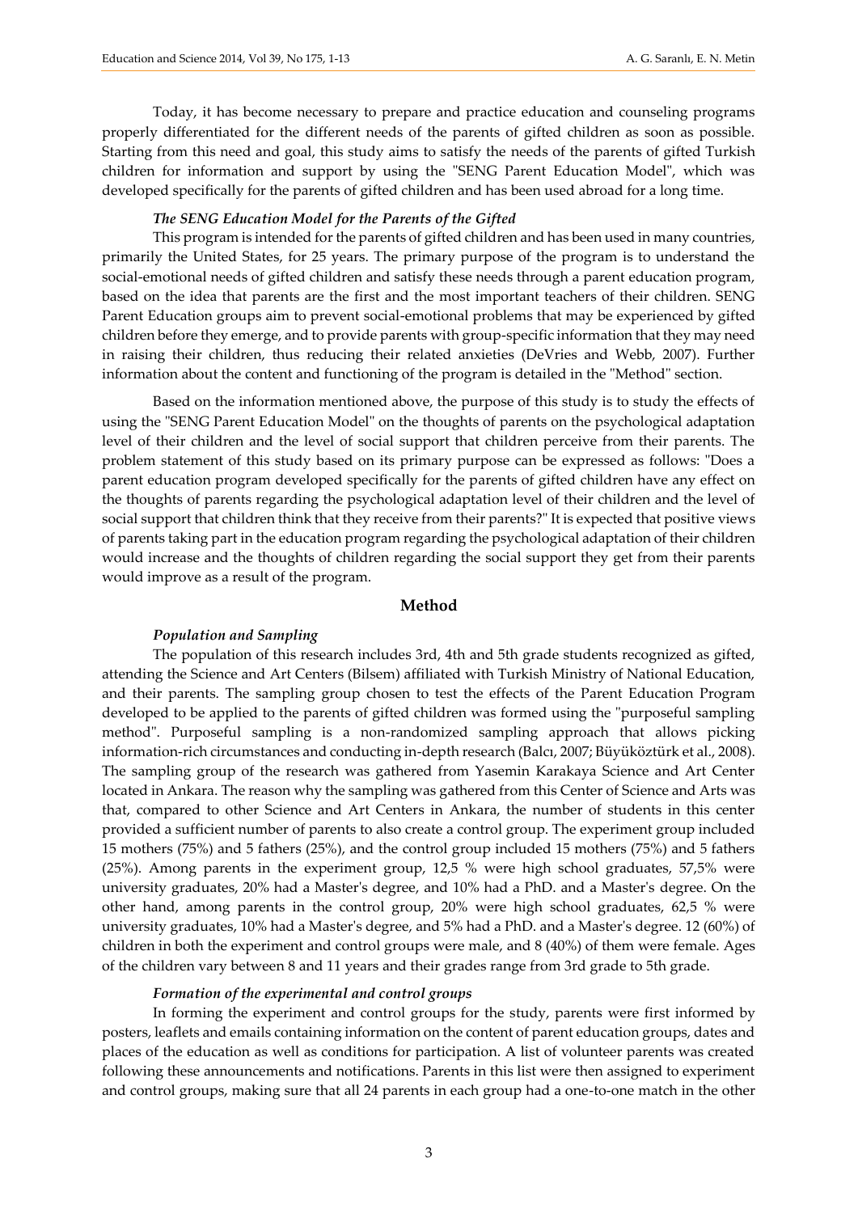Today, it has become necessary to prepare and practice education and counseling programs properly differentiated for the different needs of the parents of gifted children as soon as possible. Starting from this need and goal, this study aims to satisfy the needs of the parents of gifted Turkish children for information and support by using the "SENG Parent Education Model", which was developed specifically for the parents of gifted children and has been used abroad for a long time.

#### *The SENG Education Model for the Parents of the Gifted*

This program is intended for the parents of gifted children and has been used in many countries, primarily the United States, for 25 years. The primary purpose of the program is to understand the social-emotional needs of gifted children and satisfy these needs through a parent education program, based on the idea that parents are the first and the most important teachers of their children. SENG Parent Education groups aim to prevent social-emotional problems that may be experienced by gifted children before they emerge, and to provide parents with group-specific information that they may need in raising their children, thus reducing their related anxieties (DeVries and Webb, 2007). Further information about the content and functioning of the program is detailed in the "Method" section.

Based on the information mentioned above, the purpose of this study is to study the effects of using the "SENG Parent Education Model" on the thoughts of parents on the psychological adaptation level of their children and the level of social support that children perceive from their parents. The problem statement of this study based on its primary purpose can be expressed as follows: "Does a parent education program developed specifically for the parents of gifted children have any effect on the thoughts of parents regarding the psychological adaptation level of their children and the level of social support that children think that they receive from their parents?" It is expected that positive views of parents taking part in the education program regarding the psychological adaptation of their children would increase and the thoughts of children regarding the social support they get from their parents would improve as a result of the program.

## Method

#### *Population and Sampling*

The population of this research includes 3rd, 4th and 5th grade students recognized as gifted, attending the Science and Art Centers (Bilsem) affiliated with Turkish Ministry of National Education, and their parents. The sampling group chosen to test the effects of the Parent Education Program developed to be applied to the parents of gifted children was formed using the "purposeful sampling method". Purposeful sampling is a non-randomized sampling approach that allows picking information-rich circumstances and conducting in-depth research (Balcı, 2007; Büyüköztürk et al., 2008). The sampling group of the research was gathered from Yasemin Karakaya Science and Art Center located in Ankara. The reason why the sampling was gathered from this Center of Science and Arts was that, compared to other Science and Art Centers in Ankara, the number of students in this center provided a sufficient number of parents to also create a control group. The experiment group included 15 mothers (75%) and 5 fathers (25%), and the control group included 15 mothers (75%) and 5 fathers (25%). Among parents in the experiment group, 12,5 % were high school graduates, 57,5% were university graduates, 20% had a Master's degree, and 10% had a PhD. and a Master's degree. On the other hand, among parents in the control group, 20% were high school graduates, 62,5 % were university graduates, 10% had a Master's degree, and 5% had a PhD. and a Master's degree. 12 (60%) of children in both the experiment and control groups were male, and 8 (40%) of them were female. Ages of the children vary between 8 and 11 years and their grades range from 3rd grade to 5th grade.

#### *Formation of the experimental and control groups*

In forming the experiment and control groups for the study, parents were first informed by posters, leaflets and emails containing information on the content of parent education groups, dates and places of the education as well as conditions for participation. A list of volunteer parents was created following these announcements and notifications. Parents in this list were then assigned to experiment and control groups, making sure that all 24 parents in each group had a one-to-one match in the other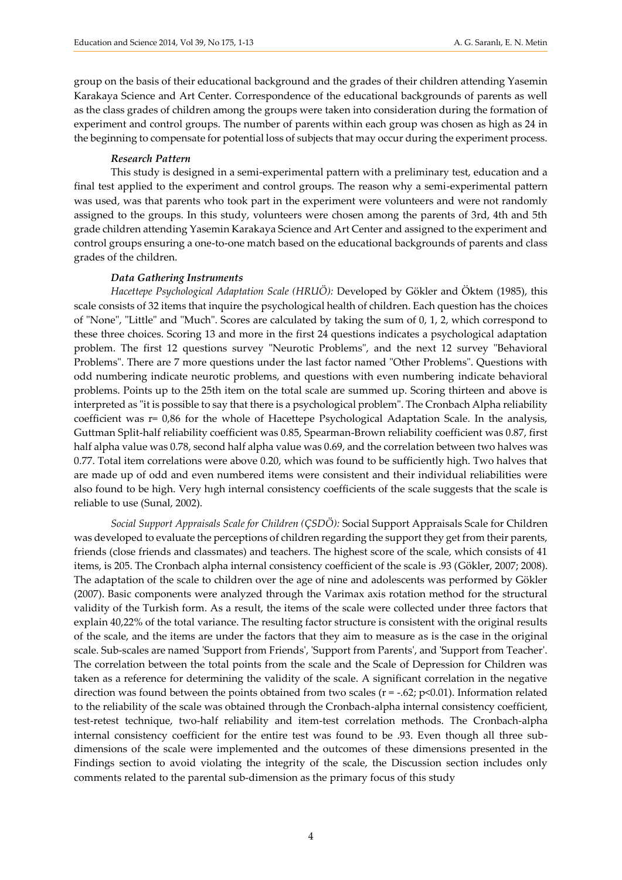group on the basis of their educational background and the grades of their children attending Yasemin Karakaya Science and Art Center. Correspondence of the educational backgrounds of parents as well as the class grades of children among the groups were taken into consideration during the formation of experiment and control groups. The number of parents within each group was chosen as high as 24 in the beginning to compensate for potential loss of subjects that may occur during the experiment process.

#### *Research Pattern*

This study is designed in a semi-experimental pattern with a preliminary test, education and a final test applied to the experiment and control groups. The reason why a semi-experimental pattern was used, was that parents who took part in the experiment were volunteers and were not randomly assigned to the groups. In this study, volunteers were chosen among the parents of 3rd, 4th and 5th grade children attending Yasemin Karakaya Science and Art Center and assigned to the experiment and control groups ensuring a one-to-one match based on the educational backgrounds of parents and class grades of the children.

#### *Data Gathering Instruments*

*Hacettepe Psychological Adaptation Scale (HRUÖ):* Developed by Gökler and Öktem (1985), this scale consists of 32 items that inquire the psychological health of children. Each question has the choices of "None", "Little" and "Much". Scores are calculated by taking the sum of 0, 1, 2, which correspond to these three choices. Scoring 13 and more in the first 24 questions indicates a psychological adaptation problem. The first 12 questions survey "Neurotic Problems", and the next 12 survey "Behavioral Problems". There are 7 more questions under the last factor named "Other Problems". Questions with odd numbering indicate neurotic problems, and questions with even numbering indicate behavioral problems. Points up to the 25th item on the total scale are summed up. Scoring thirteen and above is interpreted as "it is possible to say that there is a psychological problem". The Cronbach Alpha reliability coefficient was r= 0,86 for the whole of Hacettepe Psychological Adaptation Scale. In the analysis, Guttman Split-half reliability coefficient was 0.85, Spearman-Brown reliability coefficient was 0.87, first half alpha value was 0.78, second half alpha value was 0.69, and the correlation between two halves was 0.77. Total item correlations were above 0.20, which was found to be sufficiently high. Two halves that are made up of odd and even numbered items were consistent and their individual reliabilities were also found to be high. Very hıgh internal consistency coefficients of the scale suggests that the scale is reliable to use (Sunal, 2002).

*Social Support Appraisals Scale for Children (ÇSDÖ):* Social Support Appraisals Scale for Children was developed to evaluate the perceptions of children regarding the support they get from their parents, friends (close friends and classmates) and teachers. The highest score of the scale, which consists of 41 items, is 205. The Cronbach alpha internal consistency coefficient of the scale is .93 (Gökler, 2007; 2008). The adaptation of the scale to children over the age of nine and adolescents was performed by Gökler (2007). Basic components were analyzed through the Varimax axis rotation method for the structural validity of the Turkish form. As a result, the items of the scale were collected under three factors that explain 40,22% of the total variance. The resulting factor structure is consistent with the original results of the scale, and the items are under the factors that they aim to measure as is the case in the original scale. Sub-scales are named 'Support from Friends', 'Support from Parents', and 'Support from Teacher'. The correlation between the total points from the scale and the Scale of Depression for Children was taken as a reference for determining the validity of the scale. A significant correlation in the negative direction was found between the points obtained from two scales ($r = -.62$; $p<0.01$). Information related to the reliability of the scale was obtained through the Cronbach-alpha internal consistency coefficient, test-retest technique, two-half reliability and item-test correlation methods. The Cronbach-alpha internal consistency coefficient for the entire test was found to be .93. Even though all three sub-dimensions of the scale were implemented and the outcomes of these dimensions presented in the Findings section to avoid violating the integrity of the scale, the Discussion section includes only comments related to the parental sub-dimension as the primary focus of this study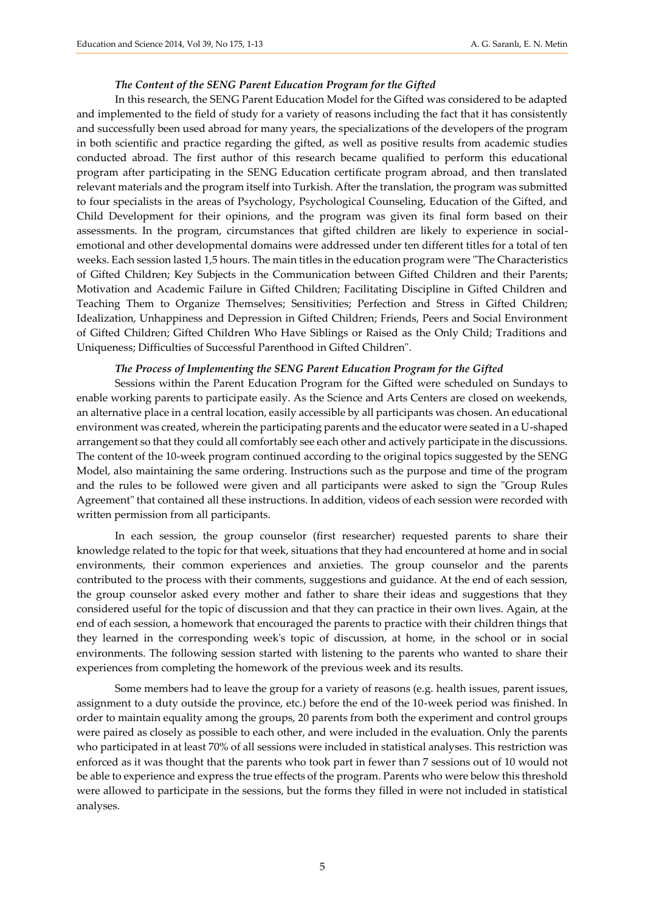### *The Content of the SENG Parent Education Program for the Gifted*

In this research, the SENG Parent Education Model for the Gifted was considered to be adapted and implemented to the field of study for a variety of reasons including the fact that it has consistently and successfully been used abroad for many years, the specializations of the developers of the program in both scientific and practice regarding the gifted, as well as positive results from academic studies conducted abroad. The first author of this research became qualified to perform this educational program after participating in the SENG Education certificate program abroad, and then translated relevant materials and the program itself into Turkish. After the translation, the program was submitted to four specialists in the areas of Psychology, Psychological Counseling, Education of the Gifted, and Child Development for their opinions, and the program was given its final form based on their assessments. In the program, circumstances that gifted children are likely to experience in social-emotional and other developmental domains were addressed under ten different titles for a total of ten weeks. Each session lasted 1,5 hours. The main titles in the education program were "The Characteristics of Gifted Children; Key Subjects in the Communication between Gifted Children and their Parents; Motivation and Academic Failure in Gifted Children; Facilitating Discipline in Gifted Children and Teaching Them to Organize Themselves; Sensitivities; Perfection and Stress in Gifted Children; Idealization, Unhappiness and Depression in Gifted Children; Friends, Peers and Social Environment of Gifted Children; Gifted Children Who Have Siblings or Raised as the Only Child; Traditions and Uniqueness; Difficulties of Successful Parenthood in Gifted Children".

### *The Process of Implementing the SENG Parent Education Program for the Gifted*

Sessions within the Parent Education Program for the Gifted were scheduled on Sundays to enable working parents to participate easily. As the Science and Arts Centers are closed on weekends, an alternative place in a central location, easily accessible by all participants was chosen. An educational environment was created, wherein the participating parents and the educator were seated in a U-shaped arrangement so that they could all comfortably see each other and actively participate in the discussions. The content of the 10-week program continued according to the original topics suggested by the SENG Model, also maintaining the same ordering. Instructions such as the purpose and time of the program and the rules to be followed were given and all participants were asked to sign the "Group Rules Agreement" that contained all these instructions. In addition, videos of each session were recorded with written permission from all participants.

In each session, the group counselor (first researcher) requested parents to share their knowledge related to the topic for that week, situations that they had encountered at home and in social environments, their common experiences and anxieties. The group counselor and the parents contributed to the process with their comments, suggestions and guidance. At the end of each session, the group counselor asked every mother and father to share their ideas and suggestions that they considered useful for the topic of discussion and that they can practice in their own lives. Again, at the end of each session, a homework that encouraged the parents to practice with their children things that they learned in the corresponding week's topic of discussion, at home, in the school or in social environments. The following session started with listening to the parents who wanted to share their experiences from completing the homework of the previous week and its results.

Some members had to leave the group for a variety of reasons (e.g. health issues, parent issues, assignment to a duty outside the province, etc.) before the end of the 10-week period was finished. In order to maintain equality among the groups, 20 parents from both the experiment and control groups were paired as closely as possible to each other, and were included in the evaluation. Only the parents who participated in at least 70% of all sessions were included in statistical analyses. This restriction was enforced as it was thought that the parents who took part in fewer than 7 sessions out of 10 would not be able to experience and express the true effects of the program. Parents who were below this threshold were allowed to participate in the sessions, but the forms they filled in were not included in statistical analyses.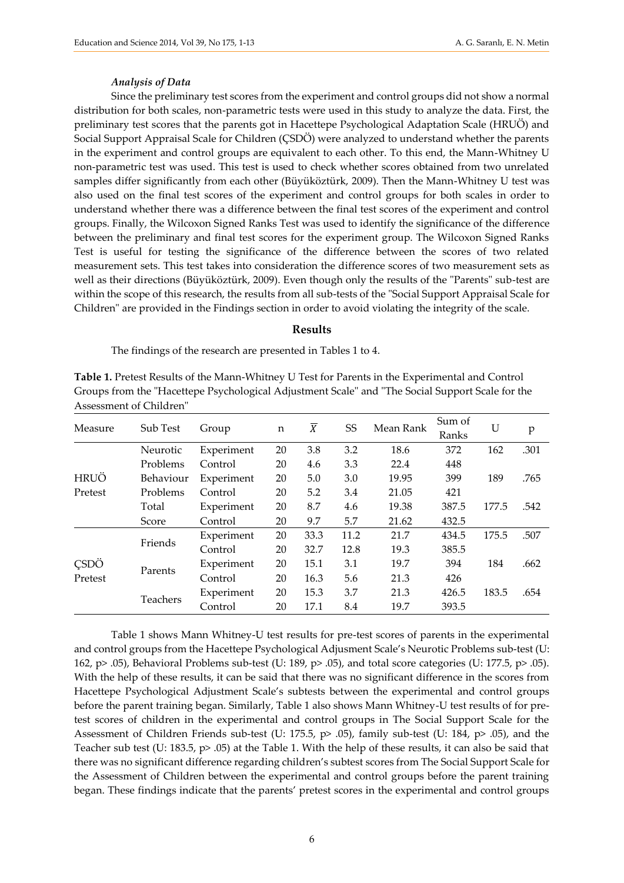### *Analysis of Data*

Since the preliminary test scores from the experiment and control groups did not show a normal distribution for both scales, non-parametric tests were used in this study to analyze the data. First, the preliminary test scores that the parents got in Hacettepe Psychological Adaptation Scale (HRUÖ) and Social Support Appraisal Scale for Children (ÇSDÖ) were analyzed to understand whether the parents in the experiment and control groups are equivalent to each other. To this end, the Mann-Whitney U non-parametric test was used. This test is used to check whether scores obtained from two unrelated samples differ significantly from each other (Büyüköztürk, 2009). Then the Mann-Whitney U test was also used on the final test scores of the experiment and control groups for both scales in order to understand whether there was a difference between the final test scores of the experiment and control groups. Finally, the Wilcoxon Signed Ranks Test was used to identify the significance of the difference between the preliminary and final test scores for the experiment group. The Wilcoxon Signed Ranks Test is useful for testing the significance of the difference between the scores of two related measurement sets. This test takes into consideration the difference scores of two measurement sets as well as their directions (Büyüköztürk, 2009). Even though only the results of the "Parents" sub-test are within the scope of this research, the results from all sub-tests of the "Social Support Appraisal Scale for Children" are provided in the Findings section in order to avoid violating the integrity of the scale.

## Results

The findings of the research are presented in Tables 1 to 4.

**Table 1.** Pretest Results of the Mann-Whitney U Test for Parents in the Experimental and Control Groups from the "Hacettepe Psychological Adjustment Scale" and "The Social Support Scale for the Assessment of Children"

| Measure | Sub Test | Group | n | $\overline{X}$ | SS | Mean Rank | Sum of Ranks | U | p |
|---|---|---|---|---|---|---|---|---|---|
| HRUÖ Pretest | Neurotic Problems | Experiment | 20 | 3.8 | 3.2 | 18.6 | 372 | 162 | .301 |
| | | Control | 20 | 4.6 | 3.3 | 22.4 | 448 | | |
| | Behaviour Problems | Experiment | 20 | 5.0 | 3.0 | 19.95 | 399 | 189 | .765 |
| | | Control | 20 | 5.2 | 3.4 | 21.05 | 421 | | |
| | Total Score | Experiment | 20 | 8.7 | 4.6 | 19.38 | 387.5 | 177.5 | .542 |
| | | Control | 20 | 9.7 | 5.7 | 21.62 | 432.5 | | |
| ÇSDÖ Pretest | Friends | Experiment | 20 | 33.3 | 11.2 | 21.7 | 434.5 | 175.5 | .507 |
| | | Control | 20 | 32.7 | 12.8 | 19.3 | 385.5 | | |
| | Parents | Experiment | 20 | 15.1 | 3.1 | 19.7 | 394 | 184 | .662 |
| | | Control | 20 | 16.3 | 5.6 | 21.3 | 426 | | |
| | Teachers | Experiment | 20 | 15.3 | 3.7 | 21.3 | 426.5 | 183.5 | .654 |
| | | Control | 20 | 17.1 | 8.4 | 19.7 | 393.5 | | |

Table 1 shows Mann Whitney-U test results for pre-test scores of parents in the experimental and control groups from the Hacettepe Psychological Adjusment Scale's Neurotic Problems sub-test (U: 162, p> .05), Behavioral Problems sub-test (U: 189, p> .05), and total score categories (U: 177.5, p> .05). With the help of these results, it can be said that there was no significant difference in the scores from Hacettepe Psychological Adjustment Scale's subtests between the experimental and control groups before the parent training began. Similarly, Table 1 also shows Mann Whitney-U test results of for pre-test scores of children in the experimental and control groups in The Social Support Scale for the Assessment of Children Friends sub-test (U: 175.5, p> .05), family sub-test (U: 184, p> .05), and the Teacher sub test (U: 183.5, p> .05) at the Table 1. With the help of these results, it can also be said that there was no significant difference regarding children's subtest scores from The Social Support Scale for the Assessment of Children between the experimental and control groups before the parent training began. These findings indicate that the parents' pretest scores in the experimental and control groups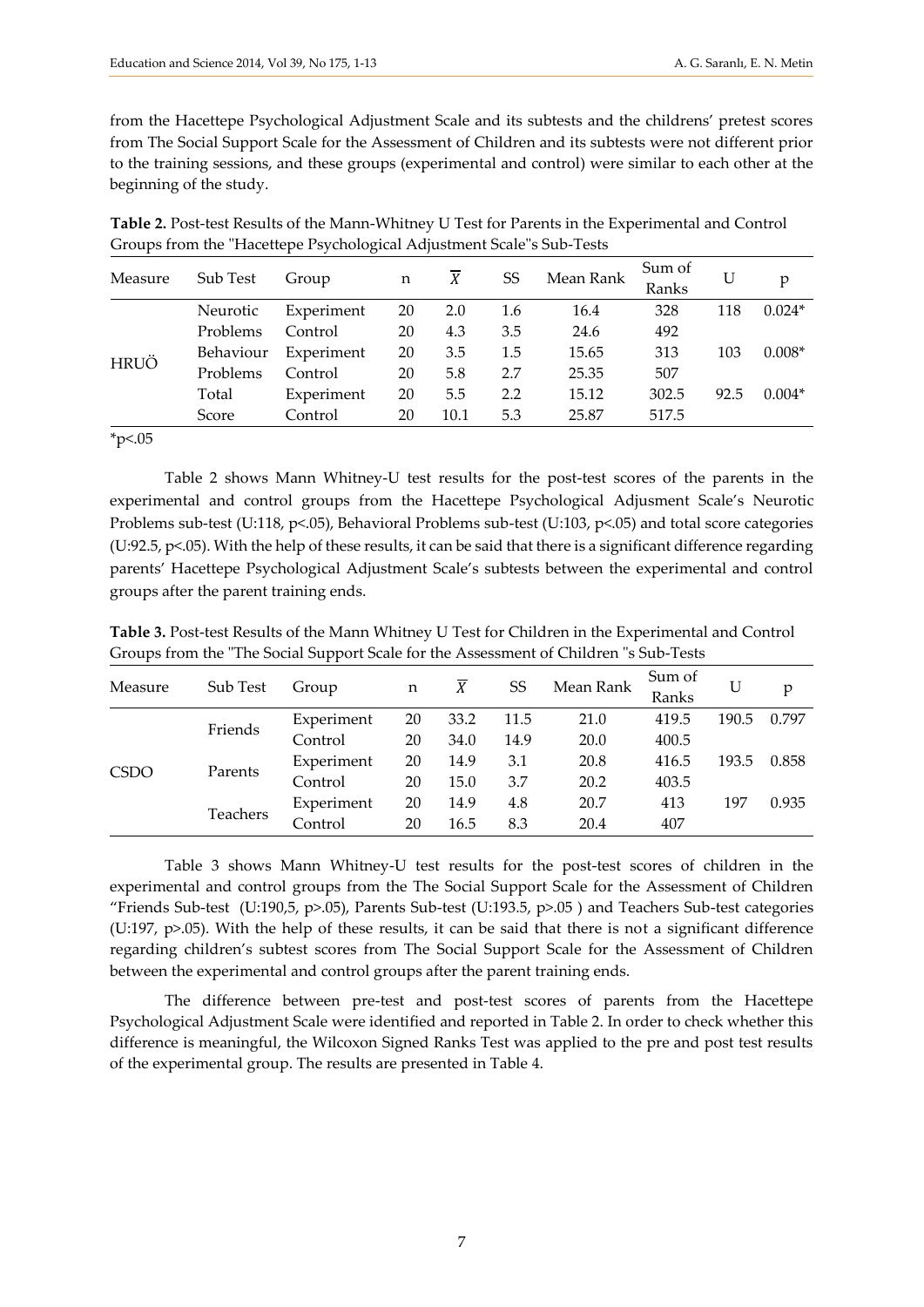from the Hacettepe Psychological Adjustment Scale and its subtests and the childrens' pretest scores from The Social Support Scale for the Assessment of Children and its subtests were not different prior to the training sessions, and these groups (experimental and control) were similar to each other at the beginning of the study.

**Table 2.** Post-test Results of the Mann-Whitney U Test for Parents in the Experimental and Control Groups from the "Hacettepe Psychological Adjustment Scale"s Sub-Tests

| Measure | Sub Test | Group | n | $\overline{X}$ | SS | Mean Rank | Sum of Ranks | U | p |
|---|---|---|---|---|---|---|---|---|---|
| HRUÖ | Neurotic Problems | Experiment | 20 | 2.0 | 1.6 | 16.4 | 328 | 118 | 0.024* |
| | | Control | 20 | 4.3 | 3.5 | 24.6 | 492 | | |
| | Behaviour Problems | Experiment | 20 | 3.5 | 1.5 | 15.65 | 313 | 103 | 0.008* |
| | | Control | 20 | 5.8 | 2.7 | 25.35 | 507 | | |
| | Total Score | Experiment | 20 | 5.5 | 2.2 | 15.12 | 302.5 | 92.5 | 0.004* |
| | | Control | 20 | 10.1 | 5.3 | 25.87 | 517.5 | | |

*p<.05

Table 2 shows Mann Whitney-U test results for the post-test scores of the parents in the experimental and control groups from the Hacettepe Psychological Adjusment Scale's Neurotic Problems sub-test (U:118, p<.05), Behavioral Problems sub-test (U:103, p<.05) and total score categories (U:92.5, p<.05). With the help of these results, it can be said that there is a significant difference regarding parents' Hacettepe Psychological Adjustment Scale's subtests between the experimental and control groups after the parent training ends.

**Table 3.** Post-test Results of the Mann Whitney U Test for Children in the Experimental and Control Groups from the "The Social Support Scale for the Assessment of Children "s Sub-Tests

| Measure | Sub Test | Group | n | $\overline{X}$ | SS | Mean Rank | Sum of Ranks | U | p |
|---|---|---|---|---|---|---|---|---|---|
| CSDO | Friends | Experiment | 20 | 33.2 | 11.5 | 21.0 | 419.5 | 190.5 | 0.797 |
| | | Control | 20 | 34.0 | 14.9 | 20.0 | 400.5 | | |
| | Parents | Experiment | 20 | 14.9 | 3.1 | 20.8 | 416.5 | 193.5 | 0.858 |
| | | Control | 20 | 15.0 | 3.7 | 20.2 | 403.5 | | |
| | Teachers | Experiment | 20 | 14.9 | 4.8 | 20.7 | 413 | 197 | 0.935 |
| | | Control | 20 | 16.5 | 8.3 | 20.4 | 407 | | |

Table 3 shows Mann Whitney-U test results for the post-test scores of children in the experimental and control groups from the The Social Support Scale for the Assessment of Children "Friends Sub-test (U:190,5, p>.05), Parents Sub-test (U:193.5, p>.05 ) and Teachers Sub-test categories (U:197, p>.05). With the help of these results, it can be said that there is not a significant difference regarding children's subtest scores from The Social Support Scale for the Assessment of Children between the experimental and control groups after the parent training ends.

The difference between pre-test and post-test scores of parents from the Hacettepe Psychological Adjustment Scale were identified and reported in Table 2. In order to check whether this difference is meaningful, the Wilcoxon Signed Ranks Test was applied to the pre and post test results of the experimental group. The results are presented in Table 4.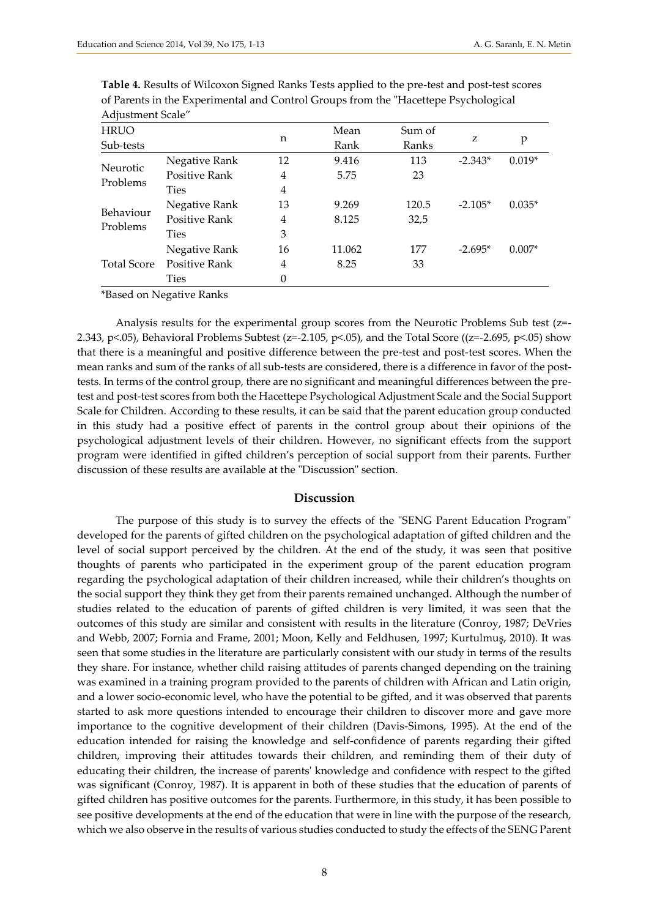**Table 4.** Results of Wilcoxon Signed Ranks Tests applied to the pre-test and post-test scores of Parents in the Experimental and Control Groups from the "Hacettepe Psychological Adjustment Scale"

| HRUO Sub-tests | | n | Mean Rank | Sum of Ranks | z | p |
|---|---|---|---|---|---|---|
| Neurotic Problems | Negative Rank | 12 | 9.416 | 113 | -2.343* | 0.019* |
| | Positive Rank | 4 | 5.75 | 23 | | |
| | Ties | 4 | | | | |
| Behaviour Problems | Negative Rank | 13 | 9.269 | 120.5 | -2.105* | 0.035* |
| | Positive Rank | 4 | 8.125 | 32,5 | | |
| | Ties | 3 | | | | |
| Total Score | Negative Rank | 16 | 11.062 | 177 | -2.695* | 0.007* |
| | Positive Rank | 4 | 8.25 | 33 | | |
| | Ties | 0 | | | | |

*Based on Negative Ranks

Analysis results for the experimental group scores from the Neurotic Problems Sub test ($z=-2.343$, $p<.05$), Behavioral Problems Subtest ($z=-2.105$, $p<.05$), and the Total Score (($z=-2.695$, $p<.05$) show that there is a meaningful and positive difference between the pre-test and post-test scores. When the mean ranks and sum of the ranks of all sub-tests are considered, there is a difference in favor of the post-tests. In terms of the control group, there are no significant and meaningful differences between the pre-test and post-test scores from both the Hacettepe Psychological Adjustment Scale and the Social Support Scale for Children. According to these results, it can be said that the parent education group conducted in this study had a positive effect of parents in the control group about their opinions of the psychological adjustment levels of their children. However, no significant effects from the support program were identified in gifted children's perception of social support from their parents. Further discussion of these results are available at the "Discussion" section.

## Discussion

The purpose of this study is to survey the effects of the "SENG Parent Education Program" developed for the parents of gifted children on the psychological adaptation of gifted children and the level of social support perceived by the children. At the end of the study, it was seen that positive thoughts of parents who participated in the experiment group of the parent education program regarding the psychological adaptation of their children increased, while their children's thoughts on the social support they think they get from their parents remained unchanged. Although the number of studies related to the education of parents of gifted children is very limited, it was seen that the outcomes of this study are similar and consistent with results in the literature (Conroy, 1987; DeVries and Webb, 2007; Fornia and Frame, 2001; Moon, Kelly and Feldhusen, 1997; Kurtulmuş, 2010). It was seen that some studies in the literature are particularly consistent with our study in terms of the results they share. For instance, whether child raising attitudes of parents changed depending on the training was examined in a training program provided to the parents of children with African and Latin origin, and a lower socio-economic level, who have the potential to be gifted, and it was observed that parents started to ask more questions intended to encourage their children to discover more and gave more importance to the cognitive development of their children (Davis-Simons, 1995). At the end of the education intended for raising the knowledge and self-confidence of parents regarding their gifted children, improving their attitudes towards their children, and reminding them of their duty of educating their children, the increase of parents' knowledge and confidence with respect to the gifted was significant (Conroy, 1987). It is apparent in both of these studies that the education of parents of gifted children has positive outcomes for the parents. Furthermore, in this study, it has been possible to see positive developments at the end of the education that were in line with the purpose of the research, which we also observe in the results of various studies conducted to study the effects of the SENG Parent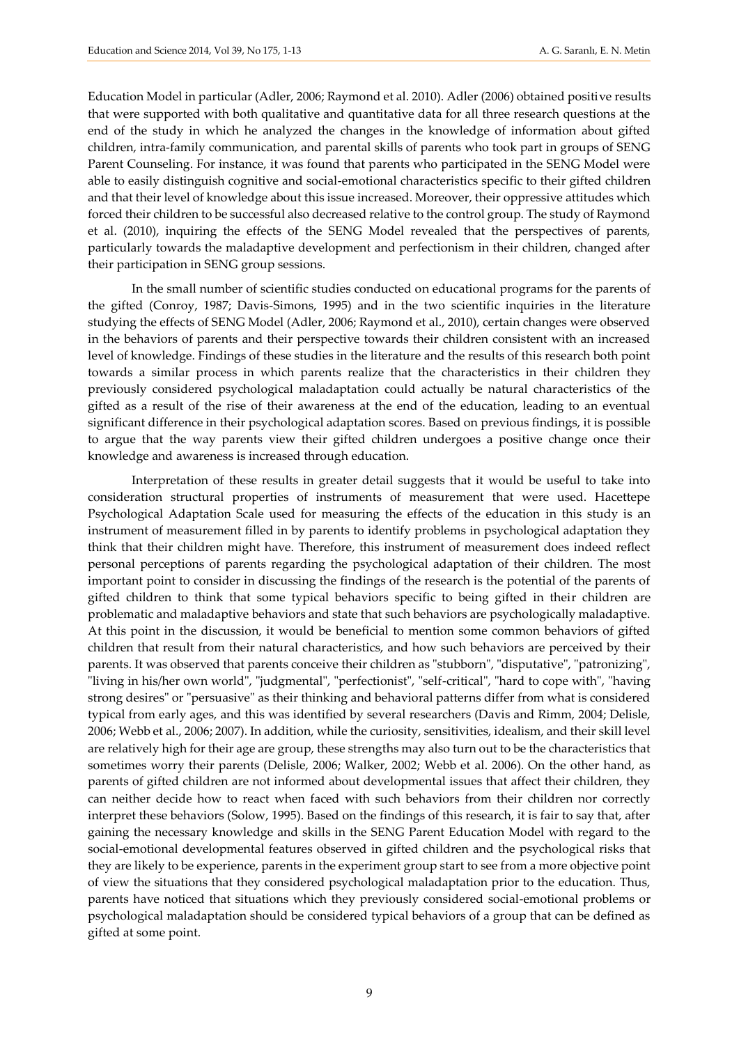Education Model in particular (Adler, 2006; Raymond et al. 2010). Adler (2006) obtained positive results that were supported with both qualitative and quantitative data for all three research questions at the end of the study in which he analyzed the changes in the knowledge of information about gifted children, intra-family communication, and parental skills of parents who took part in groups of SENG Parent Counseling. For instance, it was found that parents who participated in the SENG Model were able to easily distinguish cognitive and social-emotional characteristics specific to their gifted children and that their level of knowledge about this issue increased. Moreover, their oppressive attitudes which forced their children to be successful also decreased relative to the control group. The study of Raymond et al. (2010), inquiring the effects of the SENG Model revealed that the perspectives of parents, particularly towards the maladaptive development and perfectionism in their children, changed after their participation in SENG group sessions.

In the small number of scientific studies conducted on educational programs for the parents of the gifted (Conroy, 1987; Davis-Simons, 1995) and in the two scientific inquiries in the literature studying the effects of SENG Model (Adler, 2006; Raymond et al., 2010), certain changes were observed in the behaviors of parents and their perspective towards their children consistent with an increased level of knowledge. Findings of these studies in the literature and the results of this research both point towards a similar process in which parents realize that the characteristics in their children they previously considered psychological maladaptation could actually be natural characteristics of the gifted as a result of the rise of their awareness at the end of the education, leading to an eventual significant difference in their psychological adaptation scores. Based on previous findings, it is possible to argue that the way parents view their gifted children undergoes a positive change once their knowledge and awareness is increased through education.

Interpretation of these results in greater detail suggests that it would be useful to take into consideration structural properties of instruments of measurement that were used. Hacettepe Psychological Adaptation Scale used for measuring the effects of the education in this study is an instrument of measurement filled in by parents to identify problems in psychological adaptation they think that their children might have. Therefore, this instrument of measurement does indeed reflect personal perceptions of parents regarding the psychological adaptation of their children. The most important point to consider in discussing the findings of the research is the potential of the parents of gifted children to think that some typical behaviors specific to being gifted in their children are problematic and maladaptive behaviors and state that such behaviors are psychologically maladaptive. At this point in the discussion, it would be beneficial to mention some common behaviors of gifted children that result from their natural characteristics, and how such behaviors are perceived by their parents. It was observed that parents conceive their children as "stubborn", "disputative", "patronizing", "living in his/her own world", "judgmental", "perfectionist", "self-critical", "hard to cope with", "having strong desires" or "persuasive" as their thinking and behavioral patterns differ from what is considered typical from early ages, and this was identified by several researchers (Davis and Rimm, 2004; Delisle, 2006; Webb et al., 2006; 2007). In addition, while the curiosity, sensitivities, idealism, and their skill level are relatively high for their age are group, these strengths may also turn out to be the characteristics that sometimes worry their parents (Delisle, 2006; Walker, 2002; Webb et al. 2006). On the other hand, as parents of gifted children are not informed about developmental issues that affect their children, they can neither decide how to react when faced with such behaviors from their children nor correctly interpret these behaviors (Solow, 1995). Based on the findings of this research, it is fair to say that, after gaining the necessary knowledge and skills in the SENG Parent Education Model with regard to the social-emotional developmental features observed in gifted children and the psychological risks that they are likely to be experience, parents in the experiment group start to see from a more objective point of view the situations that they considered psychological maladaptation prior to the education. Thus, parents have noticed that situations which they previously considered social-emotional problems or psychological maladaptation should be considered typical behaviors of a group that can be defined as gifted at some point.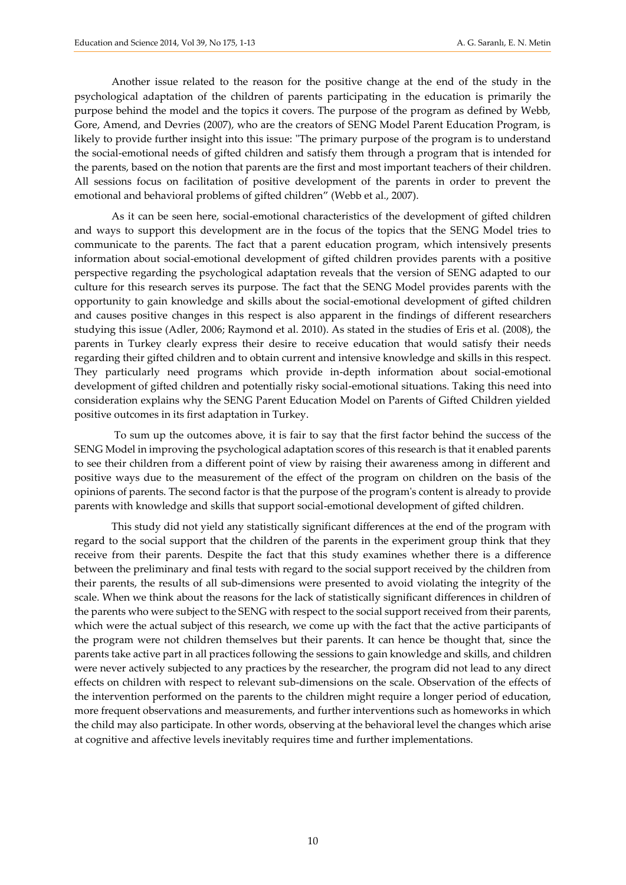Another issue related to the reason for the positive change at the end of the study in the psychological adaptation of the children of parents participating in the education is primarily the purpose behind the model and the topics it covers. The purpose of the program as defined by Webb, Gore, Amend, and Devries (2007), who are the creators of SENG Model Parent Education Program, is likely to provide further insight into this issue: "The primary purpose of the program is to understand the social-emotional needs of gifted children and satisfy them through a program that is intended for the parents, based on the notion that parents are the first and most important teachers of their children. All sessions focus on facilitation of positive development of the parents in order to prevent the emotional and behavioral problems of gifted children" (Webb et al., 2007).

As it can be seen here, social-emotional characteristics of the development of gifted children and ways to support this development are in the focus of the topics that the SENG Model tries to communicate to the parents. The fact that a parent education program, which intensively presents information about social-emotional development of gifted children provides parents with a positive perspective regarding the psychological adaptation reveals that the version of SENG adapted to our culture for this research serves its purpose. The fact that the SENG Model provides parents with the opportunity to gain knowledge and skills about the social-emotional development of gifted children and causes positive changes in this respect is also apparent in the findings of different researchers studying this issue (Adler, 2006; Raymond et al. 2010). As stated in the studies of Eris et al. (2008), the parents in Turkey clearly express their desire to receive education that would satisfy their needs regarding their gifted children and to obtain current and intensive knowledge and skills in this respect. They particularly need programs which provide in-depth information about social-emotional development of gifted children and potentially risky social-emotional situations. Taking this need into consideration explains why the SENG Parent Education Model on Parents of Gifted Children yielded positive outcomes in its first adaptation in Turkey.

To sum up the outcomes above, it is fair to say that the first factor behind the success of the SENG Model in improving the psychological adaptation scores of this research is that it enabled parents to see their children from a different point of view by raising their awareness among in different and positive ways due to the measurement of the effect of the program on children on the basis of the opinions of parents. The second factor is that the purpose of the program's content is already to provide parents with knowledge and skills that support social-emotional development of gifted children.

This study did not yield any statistically significant differences at the end of the program with regard to the social support that the children of the parents in the experiment group think that they receive from their parents. Despite the fact that this study examines whether there is a difference between the preliminary and final tests with regard to the social support received by the children from their parents, the results of all sub-dimensions were presented to avoid violating the integrity of the scale. When we think about the reasons for the lack of statistically significant differences in children of the parents who were subject to the SENG with respect to the social support received from their parents, which were the actual subject of this research, we come up with the fact that the active participants of the program were not children themselves but their parents. It can hence be thought that, since the parents take active part in all practices following the sessions to gain knowledge and skills, and children were never actively subjected to any practices by the researcher, the program did not lead to any direct effects on children with respect to relevant sub-dimensions on the scale. Observation of the effects of the intervention performed on the parents to the children might require a longer period of education, more frequent observations and measurements, and further interventions such as homeworks in which the child may also participate. In other words, observing at the behavioral level the changes which arise at cognitive and affective levels inevitably requires time and further implementations.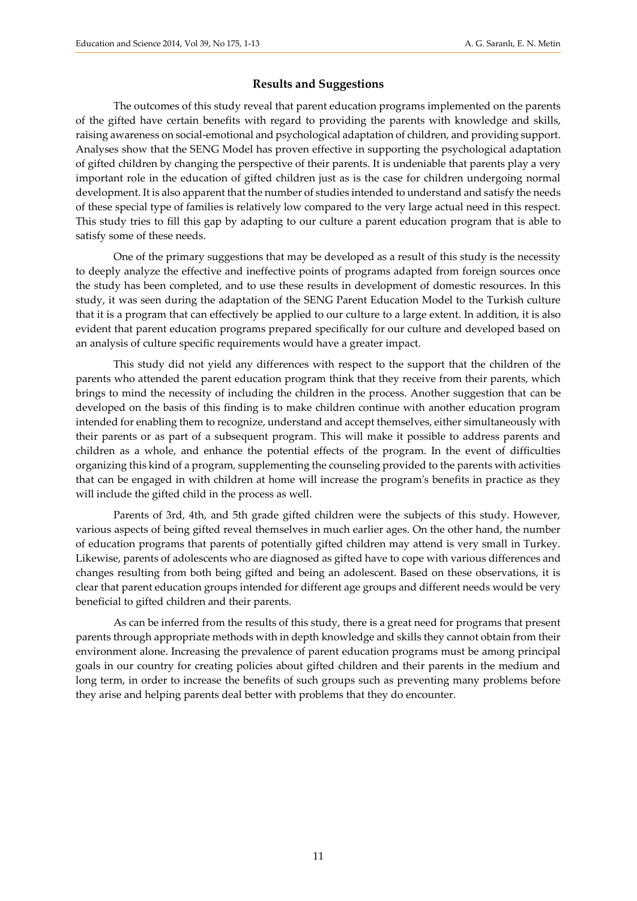### Results and Suggestions

The outcomes of this study reveal that parent education programs implemented on the parents of the gifted have certain benefits with regard to providing the parents with knowledge and skills, raising awareness on social-emotional and psychological adaptation of children, and providing support. Analyses show that the SENG Model has proven effective in supporting the psychological adaptation of gifted children by changing the perspective of their parents. It is undeniable that parents play a very important role in the education of gifted children just as is the case for children undergoing normal development. It is also apparent that the number of studies intended to understand and satisfy the needs of these special type of families is relatively low compared to the very large actual need in this respect. This study tries to fill this gap by adapting to our culture a parent education program that is able to satisfy some of these needs.

One of the primary suggestions that may be developed as a result of this study is the necessity to deeply analyze the effective and ineffective points of programs adapted from foreign sources once the study has been completed, and to use these results in development of domestic resources. In this study, it was seen during the adaptation of the SENG Parent Education Model to the Turkish culture that it is a program that can effectively be applied to our culture to a large extent. In addition, it is also evident that parent education programs prepared specifically for our culture and developed based on an analysis of culture specific requirements would have a greater impact.

This study did not yield any differences with respect to the support that the children of the parents who attended the parent education program think that they receive from their parents, which brings to mind the necessity of including the children in the process. Another suggestion that can be developed on the basis of this finding is to make children continue with another education program intended for enabling them to recognize, understand and accept themselves, either simultaneously with their parents or as part of a subsequent program. This will make it possible to address parents and children as a whole, and enhance the potential effects of the program. In the event of difficulties organizing this kind of a program, supplementing the counseling provided to the parents with activities that can be engaged in with children at home will increase the program's benefits in practice as they will include the gifted child in the process as well.

Parents of 3rd, 4th, and 5th grade gifted children were the subjects of this study. However, various aspects of being gifted reveal themselves in much earlier ages. On the other hand, the number of education programs that parents of potentially gifted children may attend is very small in Turkey. Likewise, parents of adolescents who are diagnosed as gifted have to cope with various differences and changes resulting from both being gifted and being an adolescent. Based on these observations, it is clear that parent education groups intended for different age groups and different needs would be very beneficial to gifted children and their parents.

As can be inferred from the results of this study, there is a great need for programs that present parents through appropriate methods with in depth knowledge and skills they cannot obtain from their environment alone. Increasing the prevalence of parent education programs must be among principal goals in our country for creating policies about gifted children and their parents in the medium and long term, in order to increase the benefits of such groups such as preventing many problems before they arise and helping parents deal better with problems that they do encounter.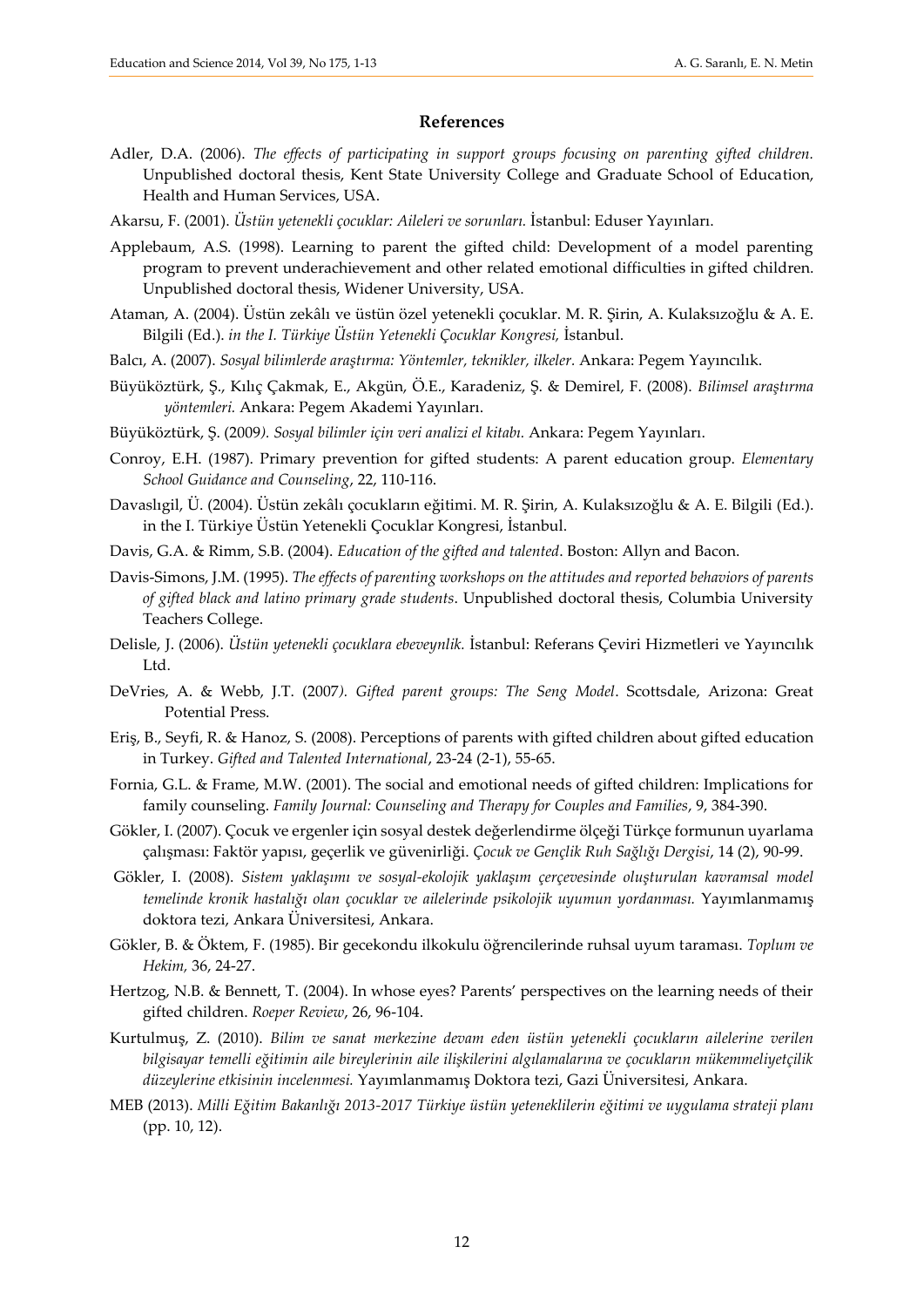## References

Adler, D.A. (2006). *The effects of participating in support groups focusing on parenting gifted children.* Unpublished doctoral thesis, Kent State University College and Graduate School of Education, Health and Human Services, USA.

Akarsu, F. (2001). *Üstün yetenekli çocuklar: Aileleri ve sorunları.* İstanbul: Eduser Yayınları.

Applebaum, A.S. (1998). Learning to parent the gifted child: Development of a model parenting program to prevent underachievement and other related emotional difficulties in gifted children. Unpublished doctoral thesis, Widener University, USA.

Ataman, A. (2004). Üstün zekâlı ve üstün özel yetenekli çocuklar. M. R. Şirin, A. Kulaksızoğlu & A. E. Bilgili (Ed.). *in the I. Türkiye Üstün Yetenekli Çocuklar Kongresi,* İstanbul.

Balcı, A. (2007). *Sosyal bilimlerde araştırma: Yöntemler, teknikler, ilkeler.* Ankara: Pegem Yayıncılık.

Büyüköztürk, Ş., Kılıç Çakmak, E., Akgün, Ö.E., Karadeniz, Ş. & Demirel, F. (2008). *Bilimsel araştırma yöntemleri.* Ankara: Pegem Akademi Yayınları.

Büyüköztürk, Ş. (2009*). Sosyal bilimler için veri analizi el kitabı.* Ankara: Pegem Yayınları.

Conroy, E.H. (1987). Primary prevention for gifted students: A parent education group. *Elementary School Guidance and Counseling*, 22, 110-116.

Davaslıgil, Ü. (2004). Üstün zekâlı çocukların eğitimi. M. R. Şirin, A. Kulaksızoğlu & A. E. Bilgili (Ed.). in the I. Türkiye Üstün Yetenekli Çocuklar Kongresi, İstanbul.

Davis, G.A. & Rimm, S.B. (2004). *Education of the gifted and talented*. Boston: Allyn and Bacon.

Davis-Simons, J.M. (1995). *The effects of parenting workshops on the attitudes and reported behaviors of parents of gifted black and latino primary grade students*. Unpublished doctoral thesis, Columbia University Teachers College.

Delisle, J. (2006). *Üstün yetenekli çocuklara ebeveynlik.* İstanbul: Referans Çeviri Hizmetleri ve Yayıncılık Ltd.

DeVries, A. & Webb, J.T. (2007*). Gifted parent groups: The Seng Model*. Scottsdale, Arizona: Great Potential Press.

Eriş, B., Seyfi, R. & Hanoz, S. (2008). Perceptions of parents with gifted children about gifted education in Turkey. *Gifted and Talented International*, 23-24 (2-1), 55-65.

Fornia, G.L. & Frame, M.W. (2001). The social and emotional needs of gifted children: Implications for family counseling. *Family Journal: Counseling and Therapy for Couples and Families,* 9, 384-390.

Gökler, I. (2007). Çocuk ve ergenler için sosyal destek değerlendirme ölçeği Türkçe formunun uyarlama çalışması: Faktör yapısı, geçerlik ve güvenirliği. *Çocuk ve Gençlik Ruh Sağlığı Dergisi*, 14 (2), 90-99.

Gökler, I. (2008). *Sistem yaklaşımı ve sosyal-ekolojik yaklaşım çerçevesinde oluşturulan kavramsal model temelinde kronik hastalığı olan çocuklar ve ailelerinde psikolojik uyumun yordanması.* Yayımlanmamış doktora tezi, Ankara Üniversitesi, Ankara.

Gökler, B. & Öktem, F. (1985). Bir gecekondu ilkokulu öğrencilerinde ruhsal uyum taraması. *Toplum ve Hekim,* 36, 24-27.

Hertzog, N.B. & Bennett, T. (2004). In whose eyes? Parents' perspectives on the learning needs of their gifted children. *Roeper Review*, 26, 96-104.

Kurtulmuş, Z. (2010). *Bilim ve sanat merkezine devam eden üstün yetenekli çocukların ailelerine verilen bilgisayar temelli eğitimin aile bireylerinin aile ilişkilerini algılamalarına ve çocukların mükemmeliyetçilik düzeylerine etkisinin incelenmesi.* Yayımlanmamış Doktora tezi, Gazi Üniversitesi, Ankara.

MEB (2013). *Milli Eğitim Bakanlığı 2013-2017 Türkiye üstün yeteneklilerin eğitimi ve uygulama strateji planı* (pp. 10, 12).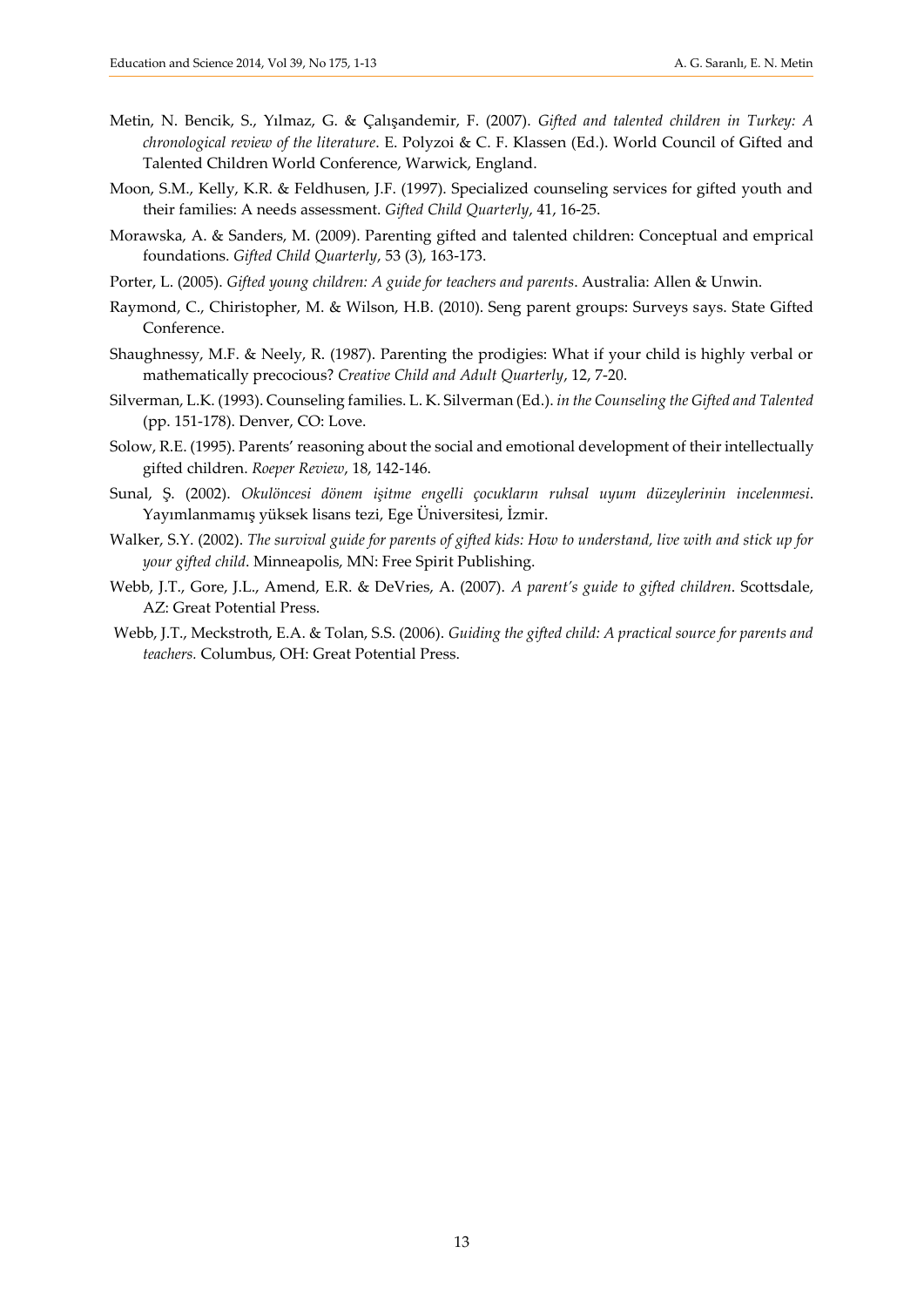Metin, N. Bencik, S., Yılmaz, G. & Çalışandemir, F. (2007). *Gifted and talented children in Turkey: A chronological review of the literature*. E. Polyzoi & C. F. Klassen (Ed.). World Council of Gifted and Talented Children World Conference, Warwick, England.

Moon, S.M., Kelly, K.R. & Feldhusen, J.F. (1997). Specialized counseling services for gifted youth and their families: A needs assessment. *Gifted Child Quarterly*, 41, 16-25.

Morawska, A. & Sanders, M. (2009). Parenting gifted and talented children: Conceptual and emprical foundations. *Gifted Child Quarterly*, 53 (3), 163-173.

Porter, L. (2005). *Gifted young children: A guide for teachers and parents*. Australia: Allen & Unwin.

Raymond, C., Chiristopher, M. & Wilson, H.B. (2010). Seng parent groups: Surveys says. State Gifted Conference.

Shaughnessy, M.F. & Neely, R. (1987). Parenting the prodigies: What if your child is highly verbal or mathematically precocious? *Creative Child and Adult Quarterly*, 12, 7-20.

Silverman, L.K. (1993). Counseling families. L. K. Silverman (Ed.). *in the Counseling the Gifted and Talented* (pp. 151-178). Denver, CO: Love.

Solow, R.E. (1995). Parents' reasoning about the social and emotional development of their intellectually gifted children. *Roeper Review*, 18, 142-146.

Sunal, Ş. (2002). *Okulöncesi dönem işitme engelli çocukların ruhsal uyum düzeylerinin incelenmesi*. Yayımlanmamış yüksek lisans tezi, Ege Üniversitesi, İzmir.

Walker, S.Y. (2002). *The survival guide for parents of gifted kids: How to understand, live with and stick up for your gifted child*. Minneapolis, MN: Free Spirit Publishing.

Webb, J.T., Gore, J.L., Amend, E.R. & DeVries, A. (2007). *A parent's guide to gifted children*. Scottsdale, AZ: Great Potential Press.

Webb, J.T., Meckstroth, E.A. & Tolan, S.S. (2006). *Guiding the gifted child: A practical source for parents and teachers*. Columbus, OH: Great Potential Press.